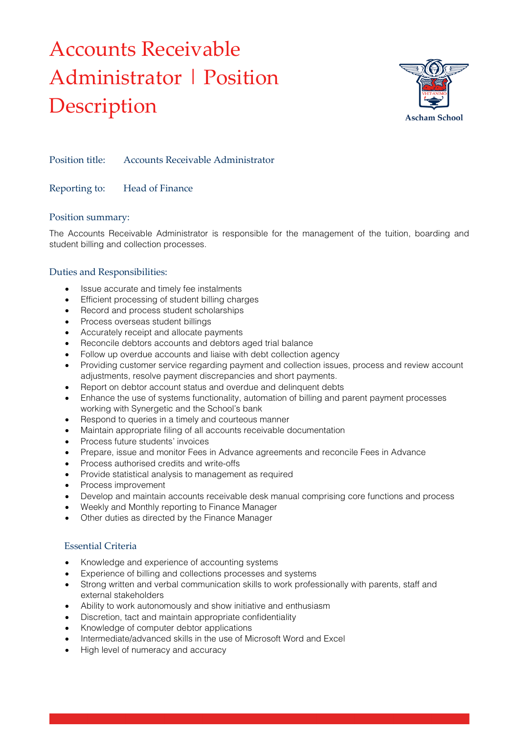# Accounts Receivable Administrator | Position Description

Ascham School

Position title: Accounts Receivable Administrator

Reporting to: Head of Finance

## Position summary:

The Accounts Receivable Administrator is responsible for the management of the tuition, boarding and student billing and collection processes.

## Duties and Responsibilities:

- Issue accurate and timely fee instalments
- Efficient processing of student billing charges
- Record and process student scholarships
- Process overseas student billings
- Accurately receipt and allocate payments
- Reconcile debtors accounts and debtors aged trial balance
- Follow up overdue accounts and liaise with debt collection agency
- Providing customer service regarding payment and collection issues, process and review account adjustments, resolve payment discrepancies and short payments.
- Report on debtor account status and overdue and delinquent debts
- Enhance the use of systems functionality, automation of billing and parent payment processes working with Synergetic and the School's bank
- Respond to queries in a timely and courteous manner
- Maintain appropriate filing of all accounts receivable documentation
- Process future students' invoices
- Prepare, issue and monitor Fees in Advance agreements and reconcile Fees in Advance
- Process authorised credits and write-offs
- Provide statistical analysis to management as required
- Process improvement
- Develop and maintain accounts receivable desk manual comprising core functions and process
- Weekly and Monthly reporting to Finance Manager
- Other duties as directed by the Finance Manager

## Essential Criteria

- Knowledge and experience of accounting systems
- Experience of billing and collections processes and systems
- Strong written and verbal communication skills to work professionally with parents, staff and external stakeholders
- Ability to work autonomously and show initiative and enthusiasm
- Discretion, tact and maintain appropriate confidentiality
- Knowledge of computer debtor applications
- Intermediate/advanced skills in the use of Microsoft Word and Excel
- High level of numeracy and accuracy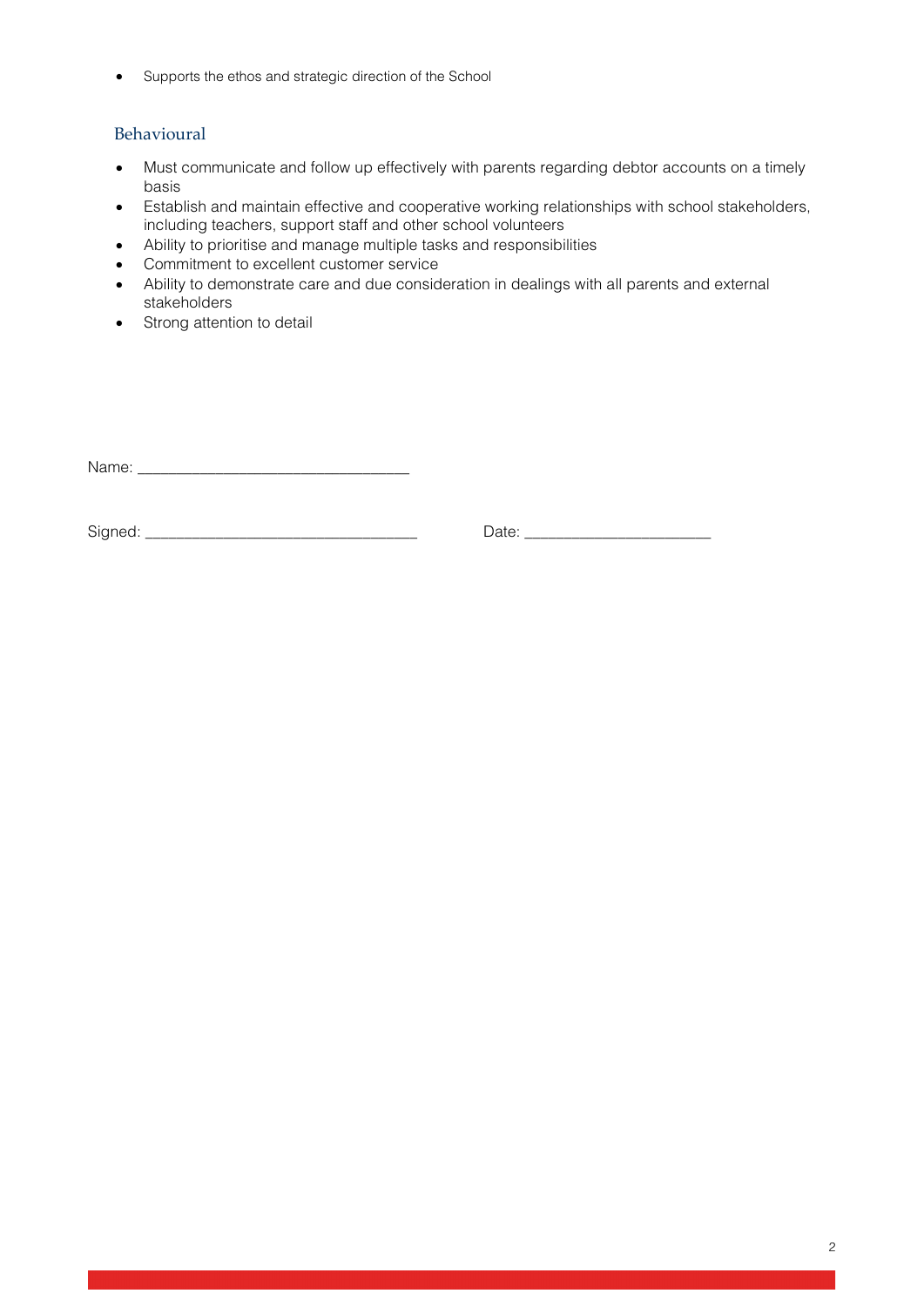- Supports the ethos and strategic direction of the School

### Behavioural

- Must communicate and follow up effectively with parents regarding debtor accounts on a timely basis
- Establish and maintain effective and cooperative working relationships with school stakeholders, including teachers, support staff and other school volunteers
- Ability to prioritise and manage multiple tasks and responsibilities
- Commitment to excellent customer service
- Ability to demonstrate care and due consideration in dealings with all parents and external stakeholders
- Strong attention to detail

Name: ________________________________

Signed: ________________________________ Date: ______________________